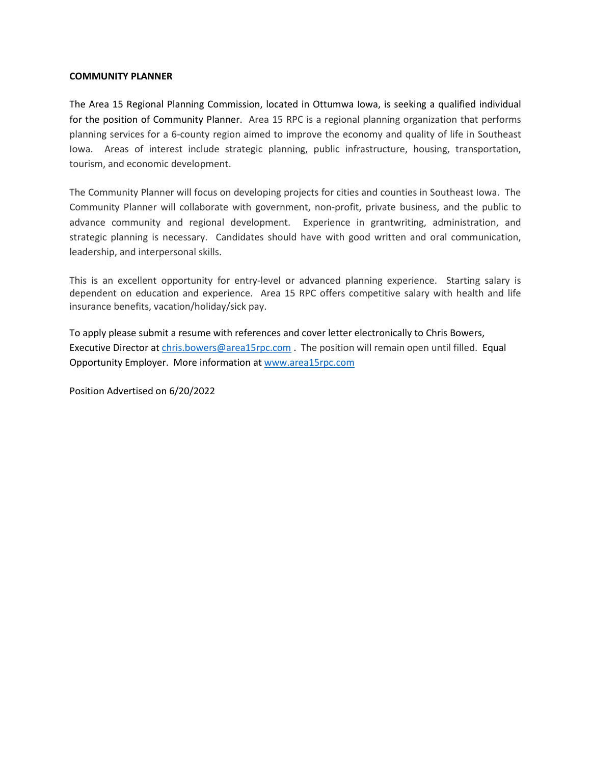**COMMUNITY PLANNER**

The Area 15 Regional Planning Commission, located in Ottumwa Iowa, is seeking a qualified individual for the position of Community Planner. Area 15 RPC is a regional planning organization that performs planning services for a 6-county region aimed to improve the economy and quality of life in Southeast Iowa. Areas of interest include strategic planning, public infrastructure, housing, transportation, tourism, and economic development.

The Community Planner will focus on developing projects for cities and counties in Southeast Iowa. The Community Planner will collaborate with government, non-profit, private business, and the public to advance community and regional development. Experience in grantwriting, administration, and strategic planning is necessary. Candidates should have with good written and oral communication, leadership, and interpersonal skills.

This is an excellent opportunity for entry-level or advanced planning experience. Starting salary is dependent on education and experience. Area 15 RPC offers competitive salary with health and life insurance benefits, vacation/holiday/sick pay.

To apply please submit a resume with references and cover letter electronically to Chris Bowers, Executive Director at chris.bowers@area15rpc.com . The position will remain open until filled. Equal Opportunity Employer. More information at www.area15rpc.com

Position Advertised on 6/20/2022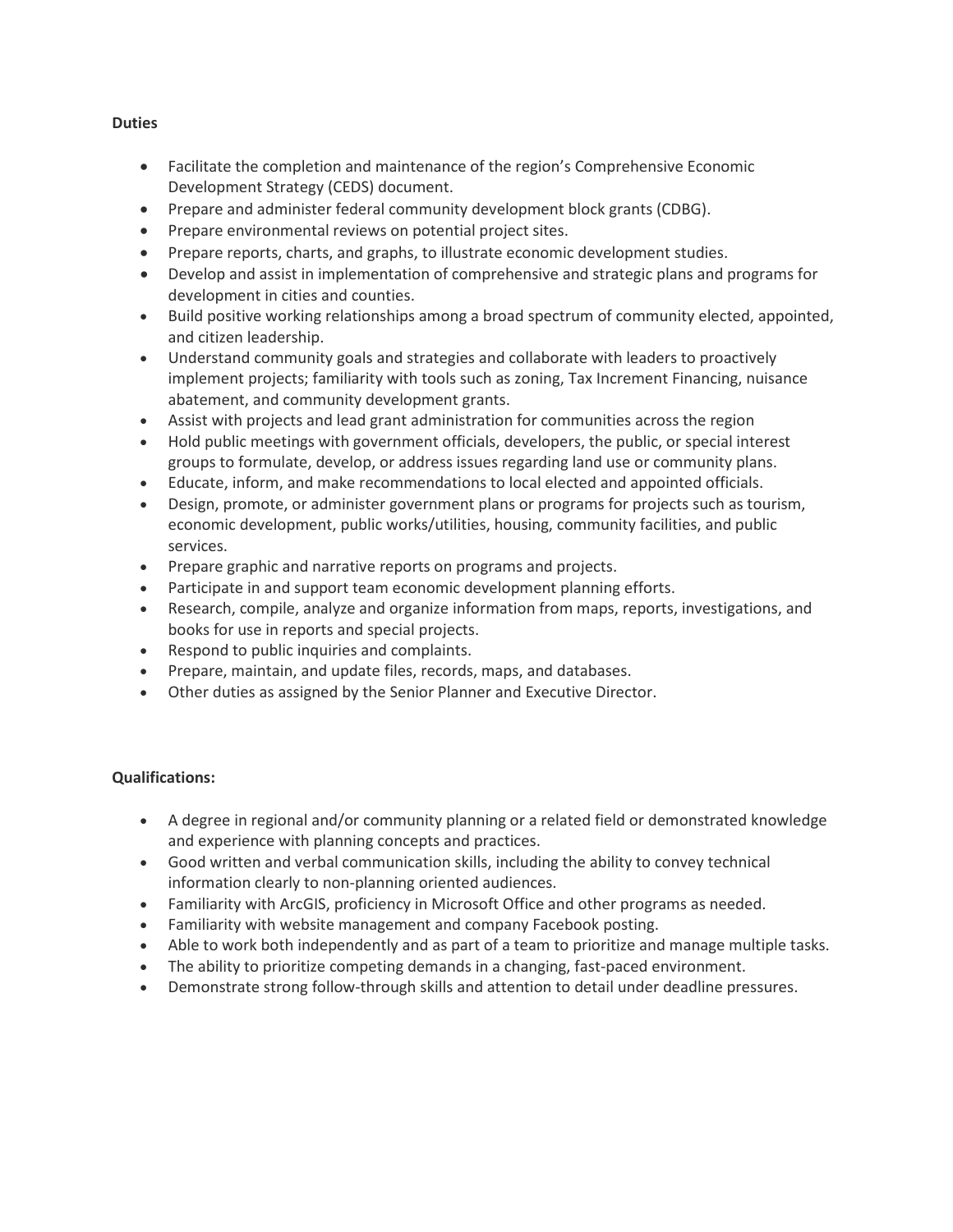**Duties**

- Facilitate the completion and maintenance of the region's Comprehensive Economic Development Strategy (CEDS) document.
- Prepare and administer federal community development block grants (CDBG).
- Prepare environmental reviews on potential project sites.
- Prepare reports, charts, and graphs, to illustrate economic development studies.
- Develop and assist in implementation of comprehensive and strategic plans and programs for development in cities and counties.
- Build positive working relationships among a broad spectrum of community elected, appointed, and citizen leadership.
- Understand community goals and strategies and collaborate with leaders to proactively implement projects; familiarity with tools such as zoning, Tax Increment Financing, nuisance abatement, and community development grants.
- Assist with projects and lead grant administration for communities across the region
- Hold public meetings with government officials, developers, the public, or special interest groups to formulate, develop, or address issues regarding land use or community plans.
- Educate, inform, and make recommendations to local elected and appointed officials.
- Design, promote, or administer government plans or programs for projects such as tourism, economic development, public works/utilities, housing, community facilities, and public services.
- Prepare graphic and narrative reports on programs and projects.
- Participate in and support team economic development planning efforts.
- Research, compile, analyze and organize information from maps, reports, investigations, and books for use in reports and special projects.
- Respond to public inquiries and complaints.
- Prepare, maintain, and update files, records, maps, and databases.
- Other duties as assigned by the Senior Planner and Executive Director.

**Qualifications:**

- A degree in regional and/or community planning or a related field or demonstrated knowledge and experience with planning concepts and practices.
- Good written and verbal communication skills, including the ability to convey technical information clearly to non-planning oriented audiences.
- Familiarity with ArcGIS, proficiency in Microsoft Office and other programs as needed.
- Familiarity with website management and company Facebook posting.
- Able to work both independently and as part of a team to prioritize and manage multiple tasks.
- The ability to prioritize competing demands in a changing, fast-paced environment.
- Demonstrate strong follow-through skills and attention to detail under deadline pressures.